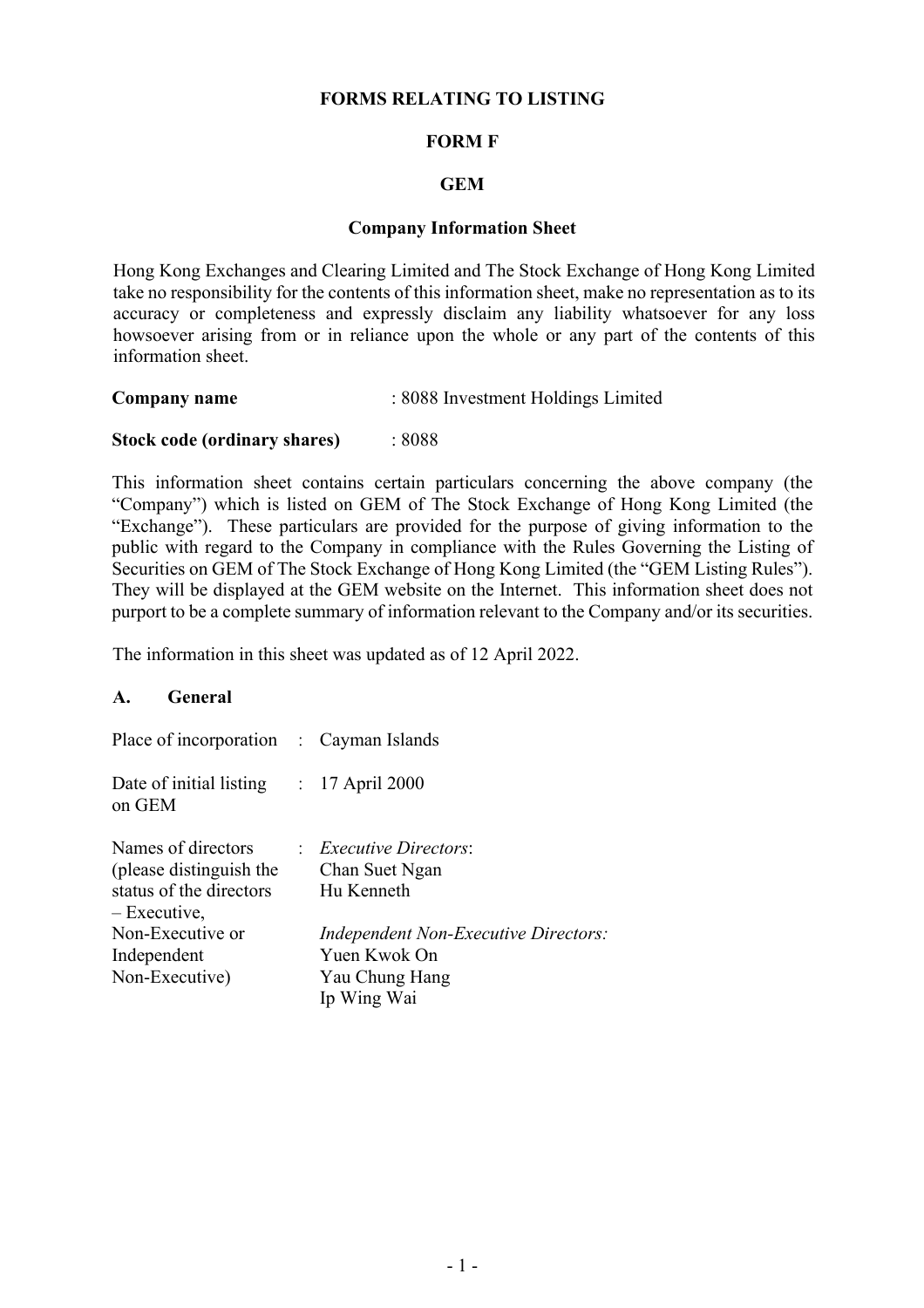**FORMS RELATING TO LISTING**

**FORM F**

**GEM**

**Company Information Sheet**

Hong Kong Exchanges and Clearing Limited and The Stock Exchange of Hong Kong Limited take no responsibility for the contents of this information sheet, make no representation as to its accuracy or completeness and expressly disclaim any liability whatsoever for any loss howsoever arising from or in reliance upon the whole or any part of the contents of this information sheet.

**Company name** : 8088 Investment Holdings Limited

**Stock code (ordinary shares)** : 8088

This information sheet contains certain particulars concerning the above company (the "Company") which is listed on GEM of The Stock Exchange of Hong Kong Limited (the "Exchange"). These particulars are provided for the purpose of giving information to the public with regard to the Company in compliance with the Rules Governing the Listing of Securities on GEM of The Stock Exchange of Hong Kong Limited (the "GEM Listing Rules"). They will be displayed at the GEM website on the Internet. This information sheet does not purport to be a complete summary of information relevant to the Company and/or its securities.

The information in this sheet was updated as of 12 April 2022.

## A. General

Place of incorporation : Cayman Islands

Date of initial listing on GEM : 17 April 2000

Names of directors (please distinguish the status of the directors – Executive, Non-Executive or Independent Non-Executive) :

*Executive Directors*:
Chan Suet Ngan
Hu Kenneth

*Independent Non-Executive Directors:*
Yuen Kwok On
Yau Chung Hang
Ip Wing Wai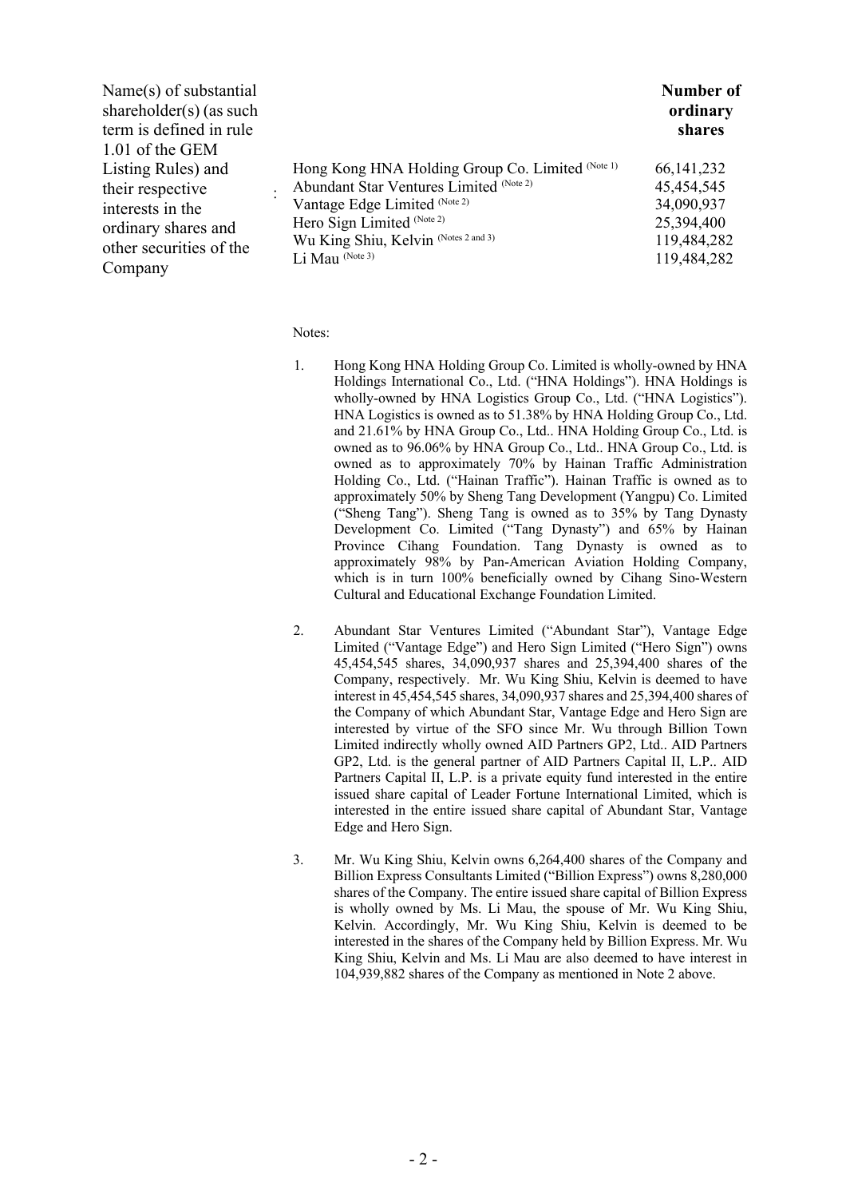| Name(s) of substantial shareholder(s) (as such term is defined in rule 1.01 of the GEM Listing Rules) and their respective interests in the ordinary shares and other securities of the Company | : | | **Number of ordinary shares** |
|---|---|---|---|
| | | Hong Kong HNA Holding Group Co. Limited (Note 1) | 66,141,232 |
| | | Abundant Star Ventures Limited (Note 2) | 45,454,545 |
| | | Vantage Edge Limited (Note 2) | 34,090,937 |
| | | Hero Sign Limited (Note 2) | 25,394,400 |
| | | Wu King Shiu, Kelvin (Notes 2 and 3) | 119,484,282 |
| | | Li Mau (Note 3) | 119,484,282 |

Notes:

1. Hong Kong HNA Holding Group Co. Limited is wholly-owned by HNA Holdings International Co., Ltd. ("HNA Holdings"). HNA Holdings is wholly-owned by HNA Logistics Group Co., Ltd. ("HNA Logistics"). HNA Logistics is owned as to 51.38% by HNA Holding Group Co., Ltd. and 21.61% by HNA Group Co., Ltd.. HNA Holding Group Co., Ltd. is owned as to 96.06% by HNA Group Co., Ltd.. HNA Group Co., Ltd. is owned as to approximately 70% by Hainan Traffic Administration Holding Co., Ltd. ("Hainan Traffic"). Hainan Traffic is owned as to approximately 50% by Sheng Tang Development (Yangpu) Co. Limited ("Sheng Tang"). Sheng Tang is owned as to 35% by Tang Dynasty Development Co. Limited ("Tang Dynasty") and 65% by Hainan Province Cihang Foundation. Tang Dynasty is owned as to approximately 98% by Pan-American Aviation Holding Company, which is in turn 100% beneficially owned by Cihang Sino-Western Cultural and Educational Exchange Foundation Limited.

2. Abundant Star Ventures Limited ("Abundant Star"), Vantage Edge Limited ("Vantage Edge") and Hero Sign Limited ("Hero Sign") owns 45,454,545 shares, 34,090,937 shares and 25,394,400 shares of the Company, respectively. Mr. Wu King Shiu, Kelvin is deemed to have interest in 45,454,545 shares, 34,090,937 shares and 25,394,400 shares of the Company of which Abundant Star, Vantage Edge and Hero Sign are interested by virtue of the SFO since Mr. Wu through Billion Town Limited indirectly wholly owned AID Partners GP2, Ltd.. AID Partners GP2, Ltd. is the general partner of AID Partners Capital II, L.P.. AID Partners Capital II, L.P. is a private equity fund interested in the entire issued share capital of Leader Fortune International Limited, which is interested in the entire issued share capital of Abundant Star, Vantage Edge and Hero Sign.

3. Mr. Wu King Shiu, Kelvin owns 6,264,400 shares of the Company and Billion Express Consultants Limited ("Billion Express") owns 8,280,000 shares of the Company. The entire issued share capital of Billion Express is wholly owned by Ms. Li Mau, the spouse of Mr. Wu King Shiu, Kelvin. Accordingly, Mr. Wu King Shiu, Kelvin is deemed to be interested in the shares of the Company held by Billion Express. Mr. Wu King Shiu, Kelvin and Ms. Li Mau are also deemed to have interest in 104,939,882 shares of the Company as mentioned in Note 2 above.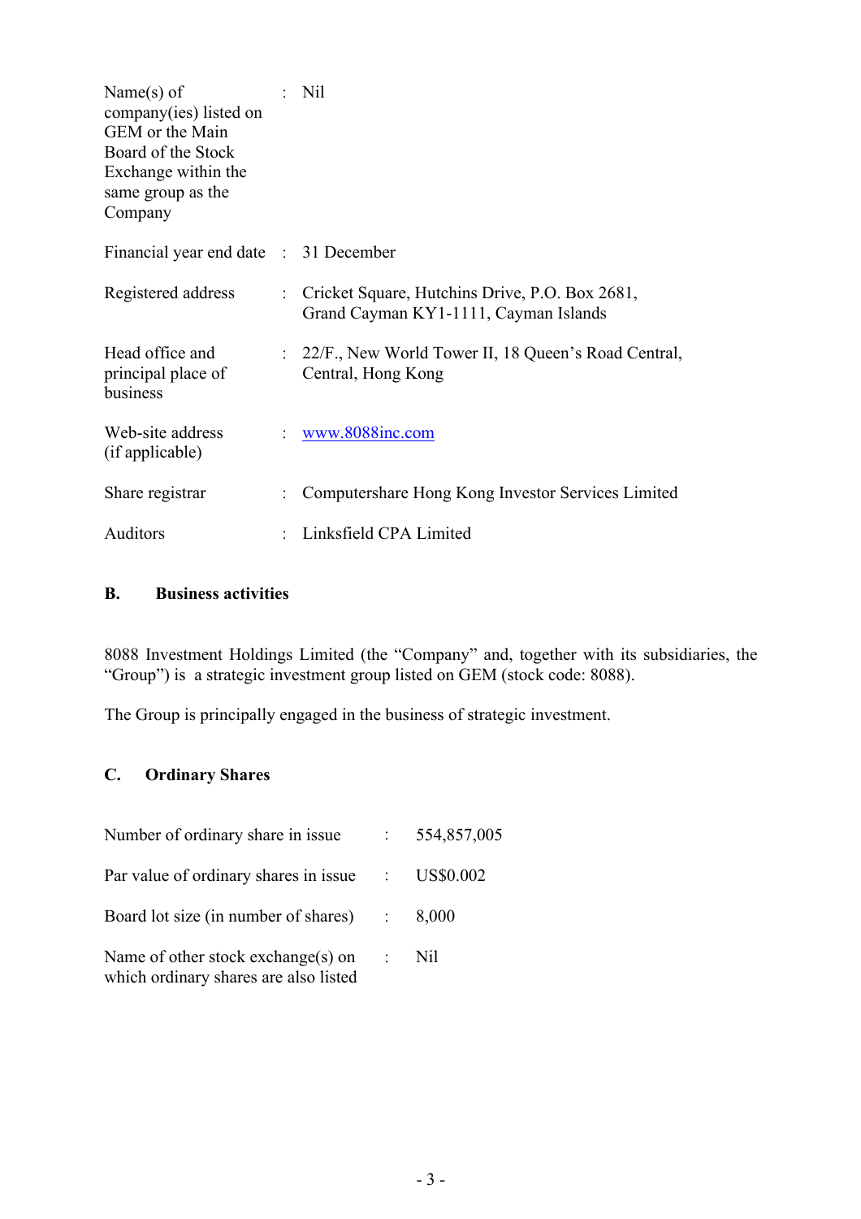| | | |
|---|---|---|
| Name(s) of company(ies) listed on GEM or the Main Board of the Stock Exchange within the same group as the Company | : | Nil |
| Financial year end date | : | 31 December |
| Registered address | : | Cricket Square, Hutchins Drive, P.O. Box 2681, Grand Cayman KY1-1111, Cayman Islands |
| Head office and principal place of business | : | 22/F., New World Tower II, 18 Queen's Road Central, Central, Hong Kong |
| Web-site address (if applicable) | : | www.8088inc.com |
| Share registrar | : | Computershare Hong Kong Investor Services Limited |
| Auditors | : | Linksfield CPA Limited |

## B. Business activities

8088 Investment Holdings Limited (the "Company" and, together with its subsidiaries, the "Group") is a strategic investment group listed on GEM (stock code: 8088).

The Group is principally engaged in the business of strategic investment.

## C. Ordinary Shares

| | | |
|---|---|---|
| Number of ordinary share in issue | : | 554,857,005 |
| Par value of ordinary shares in issue | : | US$0.002 |
| Board lot size (in number of shares) | : | 8,000 |
| Name of other stock exchange(s) on which ordinary shares are also listed | : | Nil |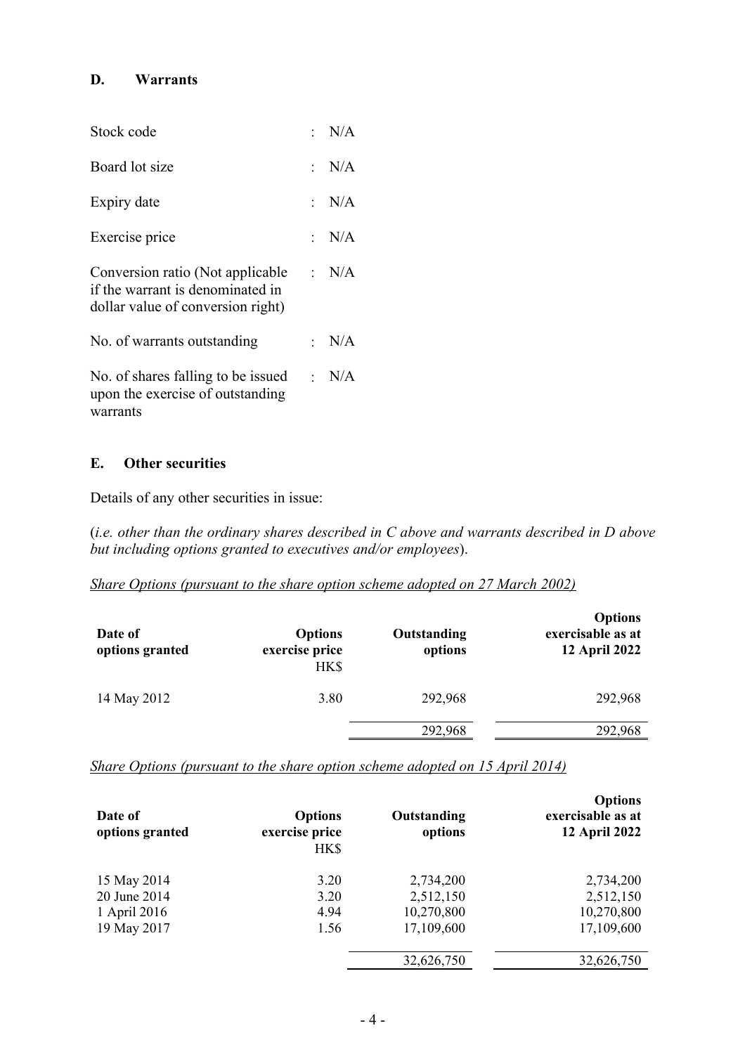## D. Warrants

| | | |
|---|---|---|
| Stock code | : | N/A |
| Board lot size | : | N/A |
| Expiry date | : | N/A |
| Exercise price | : | N/A |
| Conversion ratio (Not applicable if the warrant is denominated in dollar value of conversion right) | : | N/A |
| No. of warrants outstanding | : | N/A |
| No. of shares falling to be issued upon the exercise of outstanding warrants | : | N/A |

## E. Other securities

Details of any other securities in issue:

(*i.e. other than the ordinary shares described in C above and warrants described in D above but including options granted to executives and/or employees*).

*Share Options (pursuant to the share option scheme adopted on 27 March 2002)*

| Date of options granted | Options exercise price HK$ | Outstanding options | Options exercisable as at 12 April 2022 |
|---|---|---|---|
| 14 May 2012 | 3.80 | 292,968 | 292,968 |
| | | 292,968 | 292,968 |

*Share Options (pursuant to the share option scheme adopted on 15 April 2014)*

| Date of options granted | Options exercise price HK$ | Outstanding options | Options exercisable as at 12 April 2022 |
|---|---|---|---|
| 15 May 2014 | 3.20 | 2,734,200 | 2,734,200 |
| 20 June 2014 | 3.20 | 2,512,150 | 2,512,150 |
| 1 April 2016 | 4.94 | 10,270,800 | 10,270,800 |
| 19 May 2017 | 1.56 | 17,109,600 | 17,109,600 |
| | | 32,626,750 | 32,626,750 |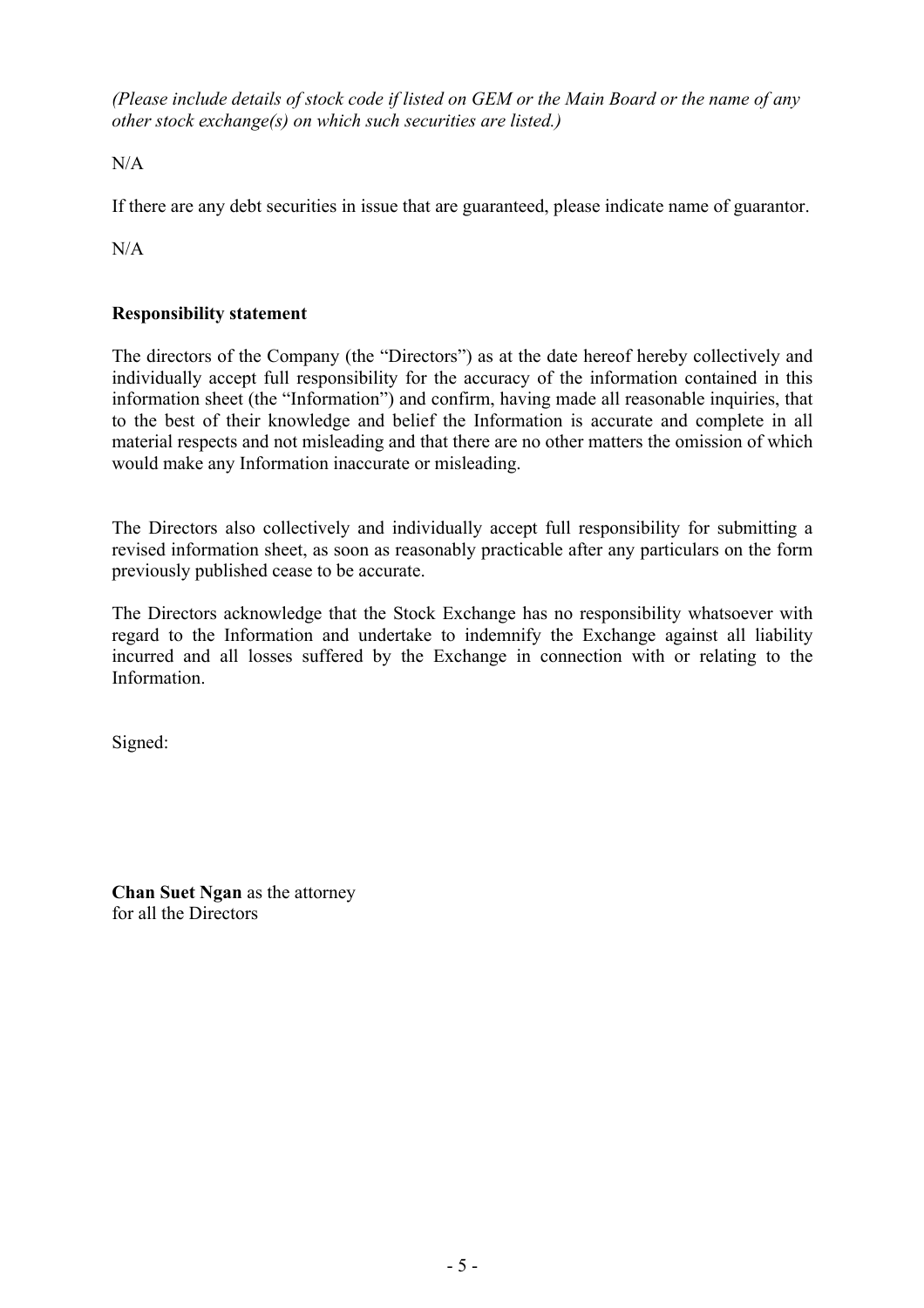*(Please include details of stock code if listed on GEM or the Main Board or the name of any other stock exchange(s) on which such securities are listed.)*

N/A

If there are any debt securities in issue that are guaranteed, please indicate name of guarantor.

N/A

**Responsibility statement**

The directors of the Company (the "Directors") as at the date hereof hereby collectively and individually accept full responsibility for the accuracy of the information contained in this information sheet (the "Information") and confirm, having made all reasonable inquiries, that to the best of their knowledge and belief the Information is accurate and complete in all material respects and not misleading and that there are no other matters the omission of which would make any Information inaccurate or misleading.

The Directors also collectively and individually accept full responsibility for submitting a revised information sheet, as soon as reasonably practicable after any particulars on the form previously published cease to be accurate.

The Directors acknowledge that the Stock Exchange has no responsibility whatsoever with regard to the Information and undertake to indemnify the Exchange against all liability incurred and all losses suffered by the Exchange in connection with or relating to the Information.

Signed:

**Chan Suet Ngan** as the attorney
for all the Directors